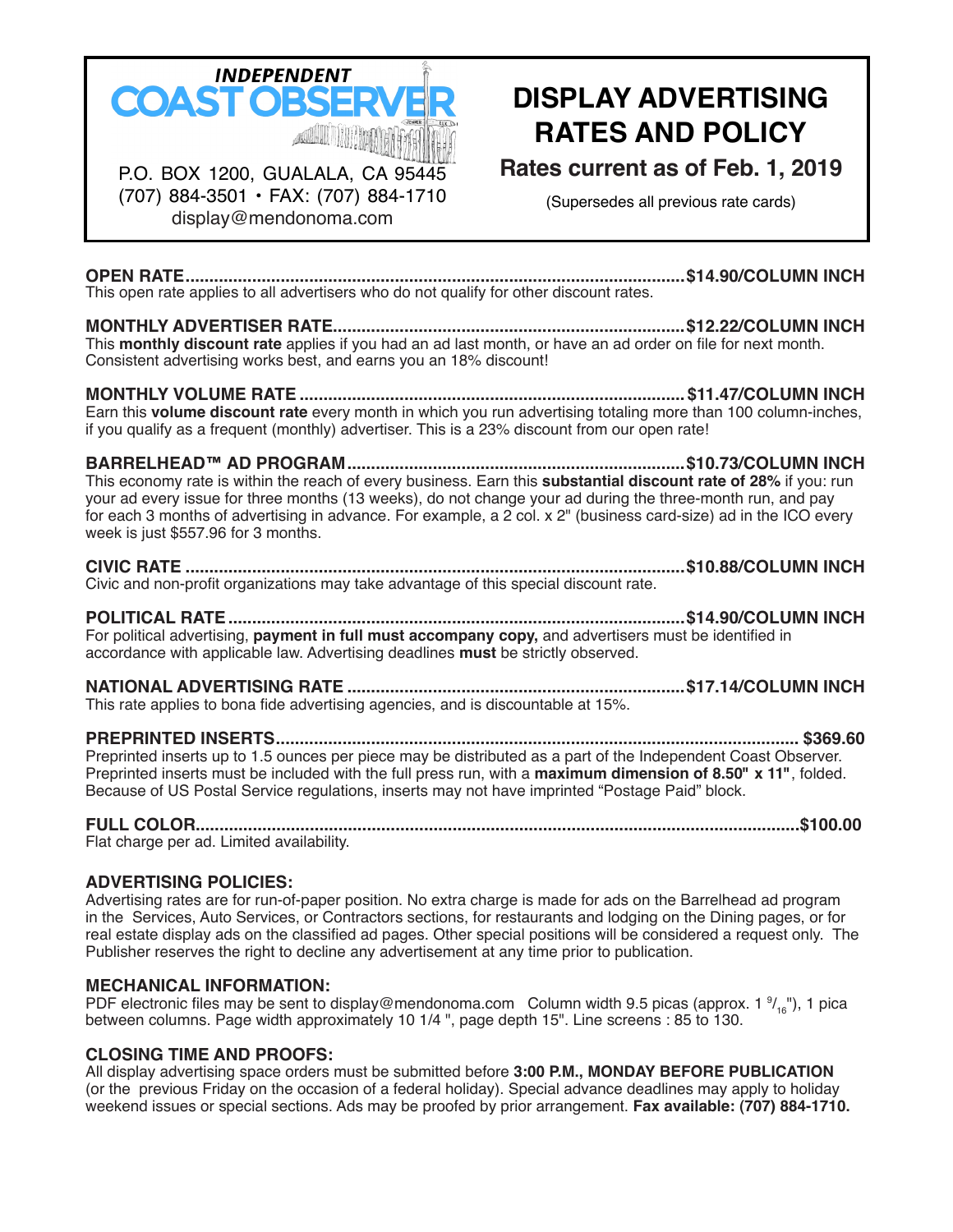**INDEPENDENT COAST OBSERVER**

P.O. BOX 1200, GUALALA, CA 95445
(707) 884-3501 • FAX: (707) 884-1710
display@mendonoma.com

# DISPLAY ADVERTISING RATES AND POLICY

**Rates current as of Feb. 1, 2019**

(Supersedes all previous rate cards)

**OPEN RATE............................................................................................................$14.90/COLUMN INCH**
This open rate applies to all advertisers who do not qualify for other discount rates.

**MONTHLY ADVERTISER RATE.........................................................................$12.22/COLUMN INCH**
This **monthly discount rate** applies if you had an ad last month, or have an ad order on file for next month. Consistent advertising works best, and earns you an 18% discount!

**MONTHLY VOLUME RATE ...............................................................................$11.47/COLUMN INCH**
Earn this **volume discount rate** every month in which you run advertising totaling more than 100 column-inches, if you qualify as a frequent (monthly) advertiser. This is a 23% discount from our open rate!

**BARRELHEAD™ AD PROGRAM.......................................................................$10.73/COLUMN INCH**
This economy rate is within the reach of every business. Earn this **substantial discount rate of 28%** if you: run your ad every issue for three months (13 weeks), do not change your ad during the three-month run, and pay for each 3 months of advertising in advance. For example, a 2 col. x 2" (business card-size) ad in the ICO every week is just $557.96 for 3 months.

**CIVIC RATE .........................................................................................................$10.88/COLUMN INCH**
Civic and non-profit organizations may take advantage of this special discount rate.

**POLITICAL RATE.................................................................................................$14.90/COLUMN INCH**
For political advertising, **payment in full must accompany copy,** and advertisers must be identified in accordance with applicable law. Advertising deadlines **must** be strictly observed.

**NATIONAL ADVERTISING RATE .......................................................................$17.14/COLUMN INCH**
This rate applies to bona fide advertising agencies, and is discountable at 15%.

**PREPRINTED INSERTS............................................................................................................... $369.60**
Preprinted inserts up to 1.5 ounces per piece may be distributed as a part of the Independent Coast Observer. Preprinted inserts must be included with the full press run, with a **maximum dimension of 8.50" x 11"**, folded. Because of US Postal Service regulations, inserts may not have imprinted "Postage Paid" block.

**FULL COLOR...............................................................................................................................$100.00**
Flat charge per ad. Limited availability.

### ADVERTISING POLICIES:

Advertising rates are for run-of-paper position. No extra charge is made for ads on the Barrelhead ad program in the Services, Auto Services, or Contractors sections, for restaurants and lodging on the Dining pages, or for real estate display ads on the classified ad pages. Other special positions will be considered a request only. The Publisher reserves the right to decline any advertisement at any time prior to publication.

### MECHANICAL INFORMATION:

PDF electronic files may be sent to display@mendonoma.com Column width 9.5 picas (approx. 1 9/16"), 1 pica between columns. Page width approximately 10 1/4 ", page depth 15". Line screens : 85 to 130.

### CLOSING TIME AND PROOFS:

All display advertising space orders must be submitted before **3:00 P.M., MONDAY BEFORE PUBLICATION** (or the previous Friday on the occasion of a federal holiday). Special advance deadlines may apply to holiday weekend issues or special sections. Ads may be proofed by prior arrangement. **Fax available: (707) 884-1710.**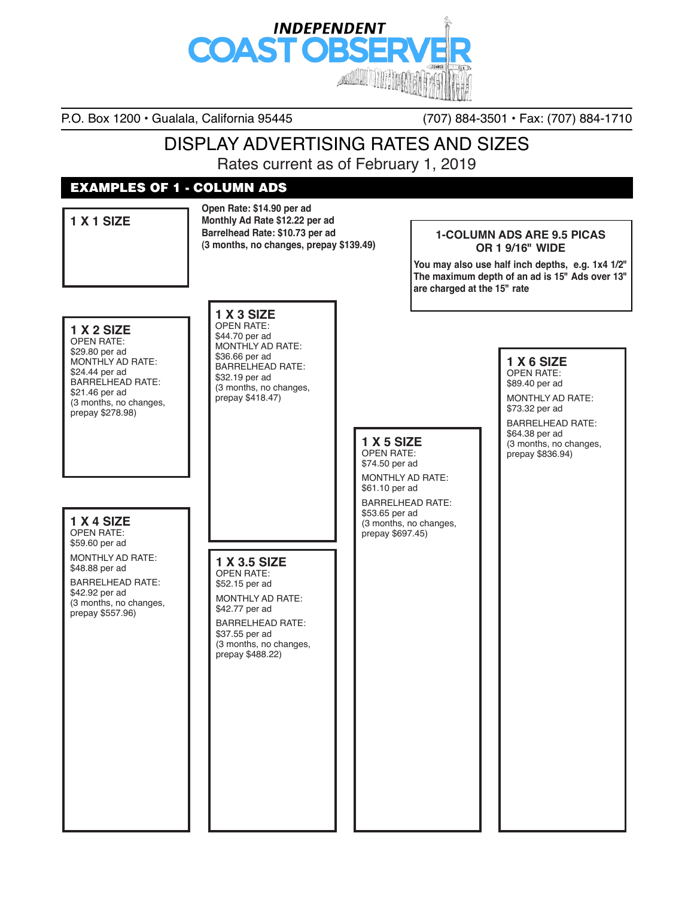# INDEPENDENT COAST OBSERVER

P.O. Box 1200 • Gualala, California 95445

(707) 884-3501 • Fax: (707) 884-1710

## DISPLAY ADVERTISING RATES AND SIZES

Rates current as of February 1, 2019

### EXAMPLES OF 1 - COLUMN ADS

**1 X 1 SIZE**

**Open Rate: $14.90 per ad**
**Monthly Ad Rate $12.22 per ad**
**Barrelhead Rate: $10.73 per ad**
**(3 months, no changes, prepay $139.49)**

**1-COLUMN ADS ARE 9.5 PICAS OR 1 9/16" WIDE**

**You may also use half inch depths, e.g. 1x4 1/2" The maximum depth of an ad is 15" Ads over 13" are charged at the 15" rate**

**1 X 2 SIZE**
OPEN RATE:
$29.80 per ad
MONTHLY AD RATE:
$24.44 per ad
BARRELHEAD RATE:
$21.46 per ad
(3 months, no changes, prepay $278.98)

**1 X 3 SIZE**
OPEN RATE:
$44.70 per ad
MONTHLY AD RATE:
$36.66 per ad
BARRELHEAD RATE:
$32.19 per ad
(3 months, no changes, prepay $418.47)

**1 X 3.5 SIZE**
OPEN RATE:
$52.15 per ad
MONTHLY AD RATE:
$42.77 per ad
BARRELHEAD RATE:
$37.55 per ad
(3 months, no changes, prepay $488.22)

**1 X 4 SIZE**
OPEN RATE:
$59.60 per ad
MONTHLY AD RATE:
$48.88 per ad
BARRELHEAD RATE:
$42.92 per ad
(3 months, no changes, prepay $557.96)

**1 X 5 SIZE**
OPEN RATE:
$74.50 per ad
MONTHLY AD RATE:
$61.10 per ad
BARRELHEAD RATE:
$53.65 per ad
(3 months, no changes, prepay $697.45)

**1 X 6 SIZE**
OPEN RATE:
$89.40 per ad
MONTHLY AD RATE:
$73.32 per ad
BARRELHEAD RATE:
$64.38 per ad
(3 months, no changes, prepay $836.94)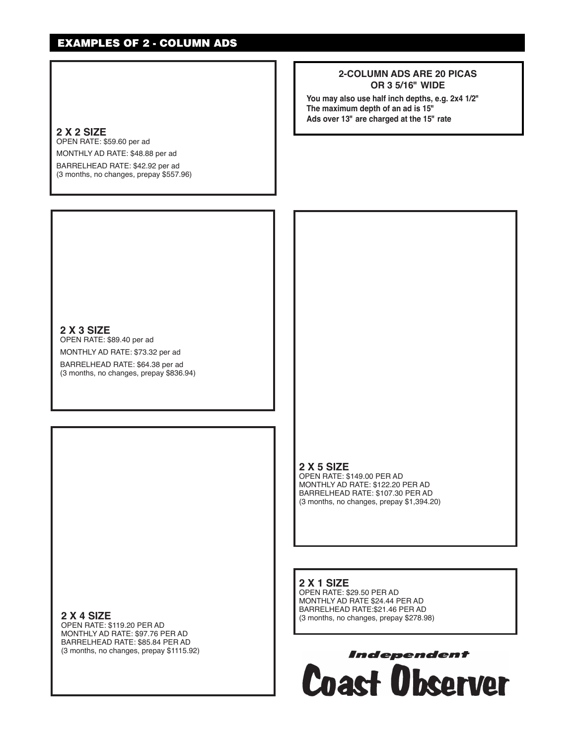## EXAMPLES OF 2 - COLUMN ADS

**2-COLUMN ADS ARE 20 PICAS OR 3 5/16" WIDE**

**You may also use half inch depths, e.g. 2x4 1/2"**
**The maximum depth of an ad is 15"**
**Ads over 13" are charged at the 15" rate**

**2 X 2 SIZE**
OPEN RATE: $59.60 per ad
MONTHLY AD RATE: $48.88 per ad
BARRELHEAD RATE: $42.92 per ad
(3 months, no changes, prepay $557.96)

**2 X 3 SIZE**
OPEN RATE: $89.40 per ad
MONTHLY AD RATE: $73.32 per ad
BARRELHEAD RATE: $64.38 per ad
(3 months, no changes, prepay $836.94)

**2 X 4 SIZE**
OPEN RATE: $119.20 PER AD
MONTHLY AD RATE: $97.76 PER AD
BARRELHEAD RATE: $85.84 PER AD
(3 months, no changes, prepay $1115.92)

**2 X 5 SIZE**
OPEN RATE: $149.00 PER AD
MONTHLY AD RATE: $122.20 PER AD
BARRELHEAD RATE: $107.30 PER AD
(3 months, no changes, prepay $1,394.20)

**2 X 1 SIZE**
OPEN RATE: $29.50 PER AD
MONTHLY AD RATE $24.44 PER AD
BARRELHEAD RATE:$21.46 PER AD
(3 months, no changes, prepay $278.98)

*Independent*
**Coast Observer**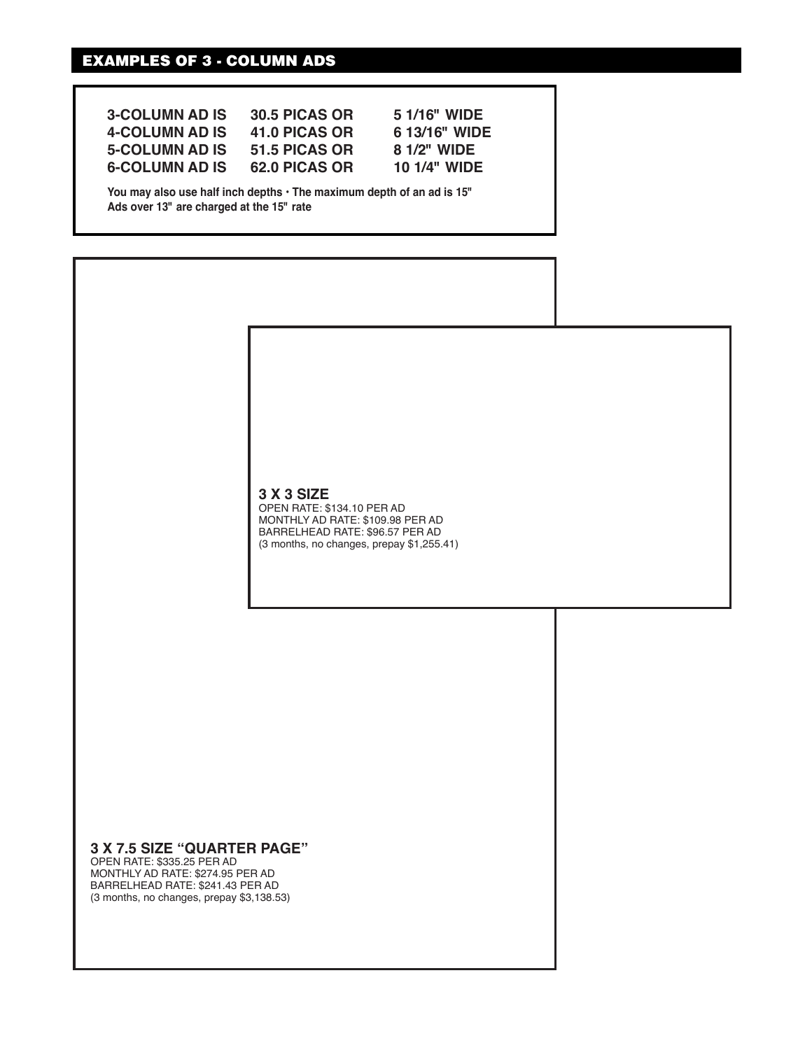## EXAMPLES OF 3 - COLUMN ADS

| | | |
|---|---|---|
| **3-COLUMN AD IS** | **30.5 PICAS OR** | **5 1/16" WIDE** |
| **4-COLUMN AD IS** | **41.0 PICAS OR** | **6 13/16" WIDE** |
| **5-COLUMN AD IS** | **51.5 PICAS OR** | **8 1/2" WIDE** |
| **6-COLUMN AD IS** | **62.0 PICAS OR** | **10 1/4" WIDE** |

**You may also use half inch depths • The maximum depth of an ad is 15"**
**Ads over 13" are charged at the 15" rate**

**3 X 3 SIZE**
OPEN RATE: $134.10 PER AD
MONTHLY AD RATE: $109.98 PER AD
BARRELHEAD RATE: $96.57 PER AD
(3 months, no changes, prepay $1,255.41)

**3 X 7.5 SIZE "QUARTER PAGE"**
OPEN RATE: $335.25 PER AD
MONTHLY AD RATE: $274.95 PER AD
BARRELHEAD RATE: $241.43 PER AD
(3 months, no changes, prepay $3,138.53)